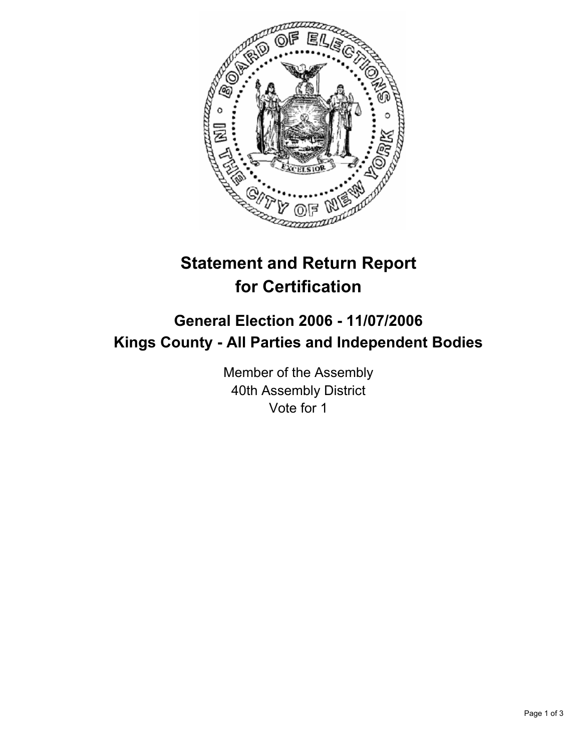# Statement and Return Report for Certification

## General Election 2006 - 11/07/2006
## Kings County - All Parties and Independent Bodies

Member of the Assembly
40th Assembly District
Vote for 1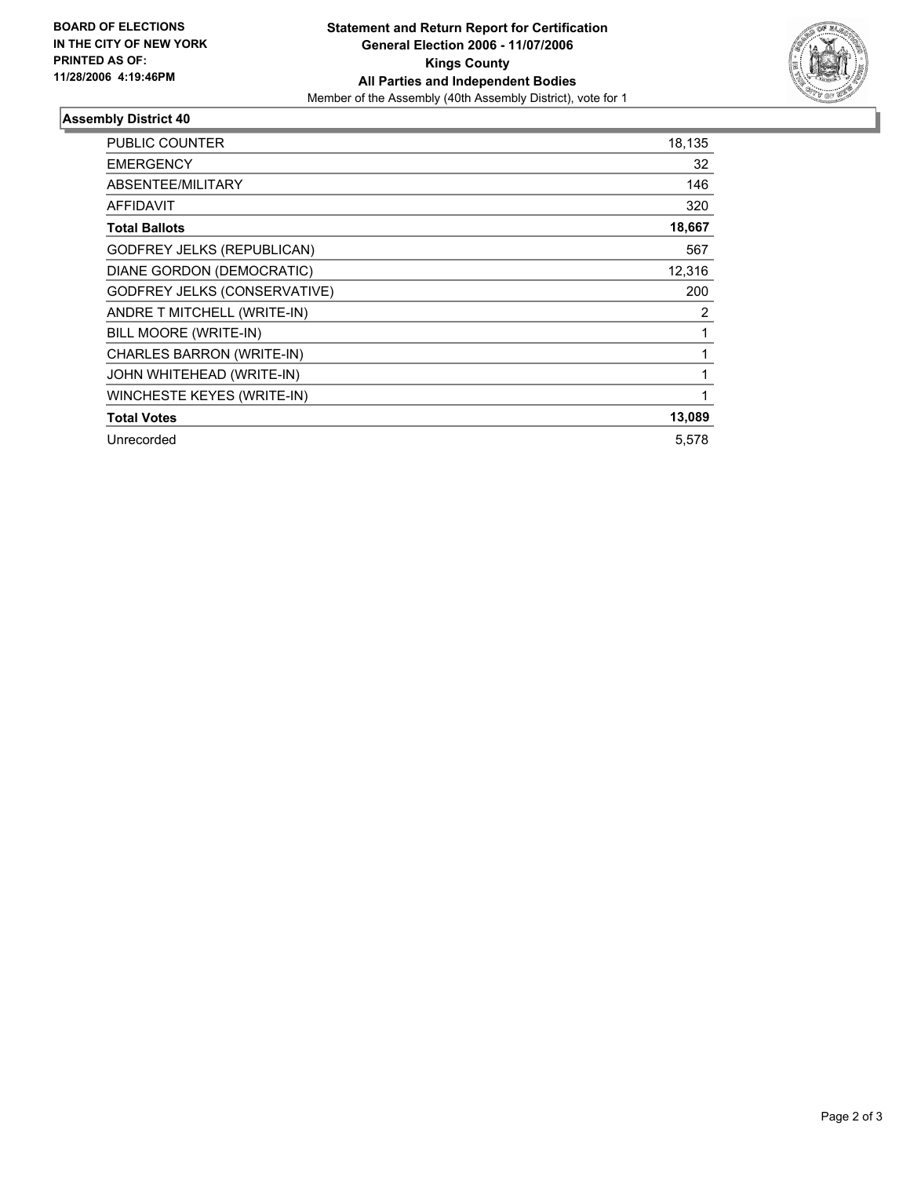**BOARD OF ELECTIONS IN THE CITY OF NEW YORK PRINTED AS OF: 11/28/2006 4:19:46PM**

# Statement and Return Report for Certification
## General Election 2006 - 11/07/2006
## Kings County
## All Parties and Independent Bodies

Member of the Assembly (40th Assembly District), vote for 1

### Assembly District 40

| | |
|---|---|
| PUBLIC COUNTER | 18,135 |
| EMERGENCY | 32 |
| ABSENTEE/MILITARY | 146 |
| AFFIDAVIT | 320 |
| **Total Ballots** | **18,667** |
| GODFREY JELKS (REPUBLICAN) | 567 |
| DIANE GORDON (DEMOCRATIC) | 12,316 |
| GODFREY JELKS (CONSERVATIVE) | 200 |
| ANDRE T MITCHELL (WRITE-IN) | 2 |
| BILL MOORE (WRITE-IN) | 1 |
| CHARLES BARRON (WRITE-IN) | 1 |
| JOHN WHITEHEAD (WRITE-IN) | 1 |
| WINCHESTE KEYES (WRITE-IN) | 1 |
| **Total Votes** | **13,089** |
| Unrecorded | 5,578 |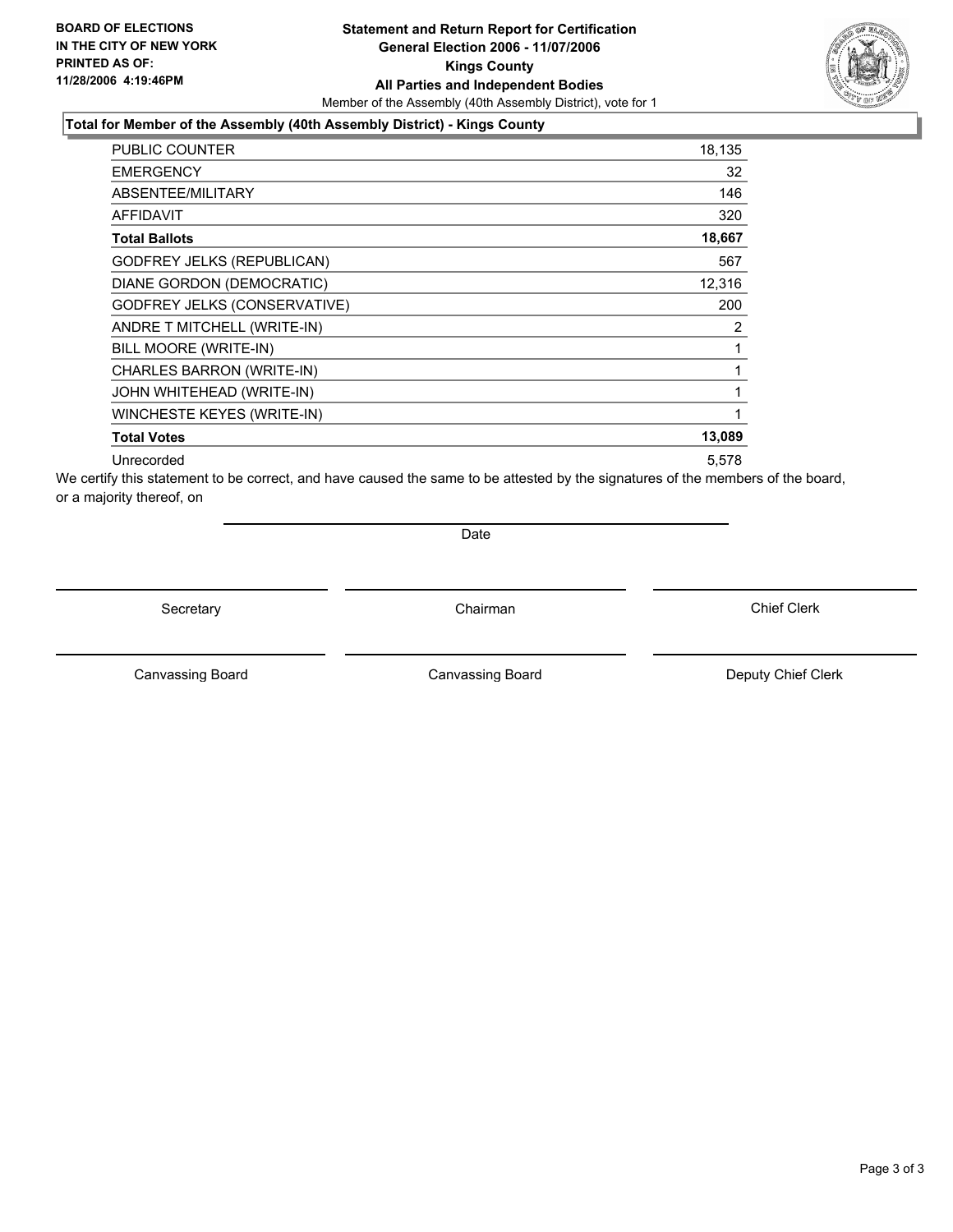**BOARD OF ELECTIONS IN THE CITY OF NEW YORK PRINTED AS OF: 11/28/2006 4:19:46PM**

**Statement and Return Report for Certification**
**General Election 2006 - 11/07/2006**
**Kings County**
**All Parties and Independent Bodies**
Member of the Assembly (40th Assembly District), vote for 1

**Total for Member of the Assembly (40th Assembly District) - Kings County**

| | |
|---|---|
| PUBLIC COUNTER | 18,135 |
| EMERGENCY | 32 |
| ABSENTEE/MILITARY | 146 |
| AFFIDAVIT | 320 |
| **Total Ballots** | **18,667** |
| GODFREY JELKS (REPUBLICAN) | 567 |
| DIANE GORDON (DEMOCRATIC) | 12,316 |
| GODFREY JELKS (CONSERVATIVE) | 200 |
| ANDRE T MITCHELL (WRITE-IN) | 2 |
| BILL MOORE (WRITE-IN) | 1 |
| CHARLES BARRON (WRITE-IN) | 1 |
| JOHN WHITEHEAD (WRITE-IN) | 1 |
| WINCHESTE KEYES (WRITE-IN) | 1 |
| **Total Votes** | **13,089** |
| Unrecorded | 5,578 |

We certify this statement to be correct, and have caused the same to be attested by the signatures of the members of the board, or a majority thereof, on

Date

Secretary    Chairman    Chief Clerk

Canvassing Board    Canvassing Board    Deputy Chief Clerk